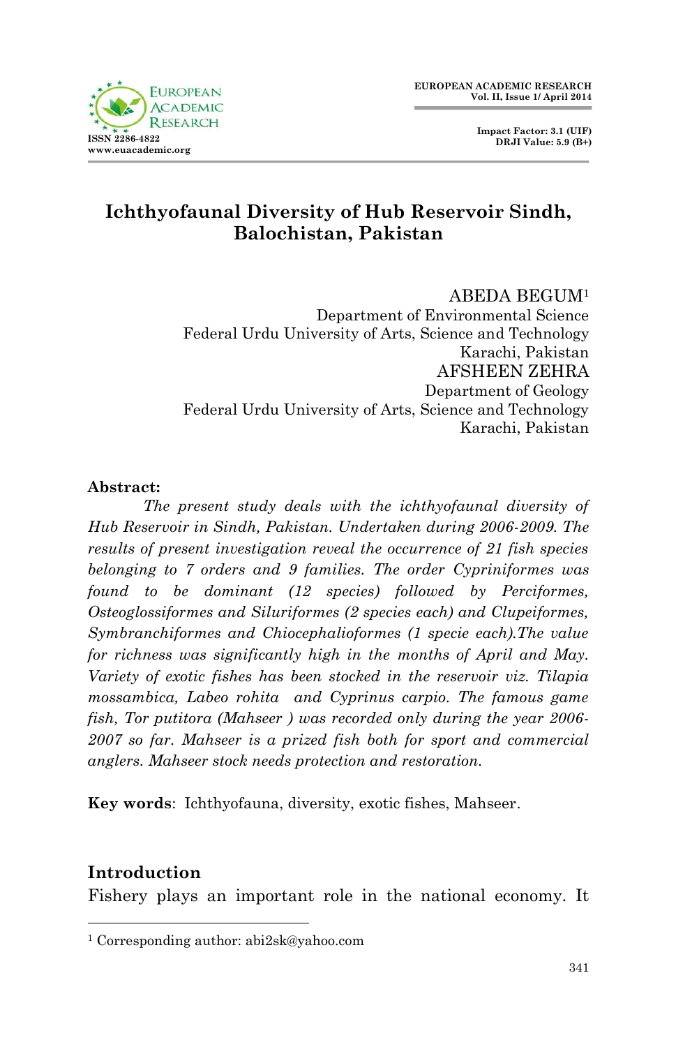# Ichthyofaunal Diversity of Hub Reservoir Sindh, Balochistan, Pakistan

ABEDA BEGUM[1]
Department of Environmental Science
Federal Urdu University of Arts, Science and Technology
Karachi, Pakistan

AFSHEEN ZEHRA
Department of Geology
Federal Urdu University of Arts, Science and Technology
Karachi, Pakistan

**Abstract:**

*The present study deals with the ichthyofaunal diversity of Hub Reservoir in Sindh, Pakistan. Undertaken during 2006-2009. The results of present investigation reveal the occurrence of 21 fish species belonging to 7 orders and 9 families. The order Cypriniformes was found to be dominant (12 species) followed by Perciformes, Osteoglossiformes and Siluriformes (2 species each) and Clupeiformes, Symbranchiformes and Chiocephalioformes (1 specie each).The value for richness was significantly high in the months of April and May. Variety of exotic fishes has been stocked in the reservoir viz. Tilapia mossambica, Labeo rohita and Cyprinus carpio. The famous game fish, Tor putitora (Mahseer ) was recorded only during the year 2006-2007 so far. Mahseer is a prized fish both for sport and commercial anglers. Mahseer stock needs protection and restoration.*

**Key words**: Ichthyofauna, diversity, exotic fishes, Mahseer.

## Introduction

Fishery plays an important role in the national economy. It

[1] Corresponding author: abi2sk@yahoo.com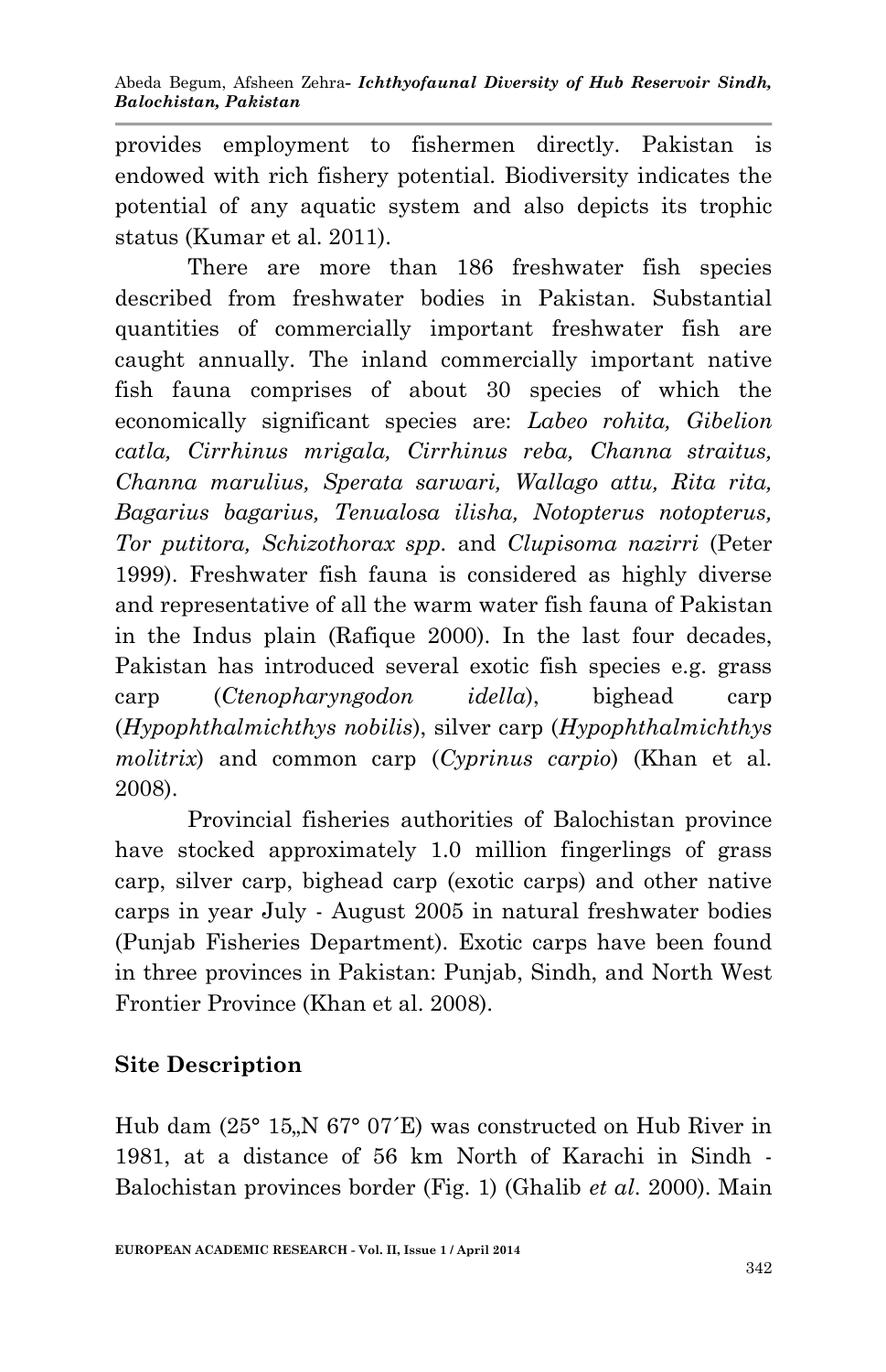provides employment to fishermen directly. Pakistan is endowed with rich fishery potential. Biodiversity indicates the potential of any aquatic system and also depicts its trophic status (Kumar et al. 2011).

There are more than 186 freshwater fish species described from freshwater bodies in Pakistan. Substantial quantities of commercially important freshwater fish are caught annually. The inland commercially important native fish fauna comprises of about 30 species of which the economically significant species are: *Labeo rohita, Gibelion catla, Cirrhinus mrigala, Cirrhinus reba, Channa straitus, Channa marulius, Sperata sarwari, Wallago attu, Rita rita, Bagarius bagarius, Tenualosa ilisha, Notopterus notopterus, Tor putitora, Schizothorax spp.* and *Clupisoma nazirri* (Peter 1999). Freshwater fish fauna is considered as highly diverse and representative of all the warm water fish fauna of Pakistan in the Indus plain (Rafique 2000). In the last four decades, Pakistan has introduced several exotic fish species e.g. grass carp (*Ctenopharyngodon idella*), bighead carp (*Hypophthalmichthys nobilis*), silver carp (*Hypophthalmichthys molitrix*) and common carp (*Cyprinus carpio*) (Khan et al. 2008).

Provincial fisheries authorities of Balochistan province have stocked approximately 1.0 million fingerlings of grass carp, silver carp, bighead carp (exotic carps) and other native carps in year July - August 2005 in natural freshwater bodies (Punjab Fisheries Department). Exotic carps have been found in three provinces in Pakistan: Punjab, Sindh, and North West Frontier Province (Khan et al. 2008).

## Site Description

Hub dam (25° 15„N 67° 07´E) was constructed on Hub River in 1981, at a distance of 56 km North of Karachi in Sindh - Balochistan provinces border (Fig. 1) (Ghalib *et al*. 2000). Main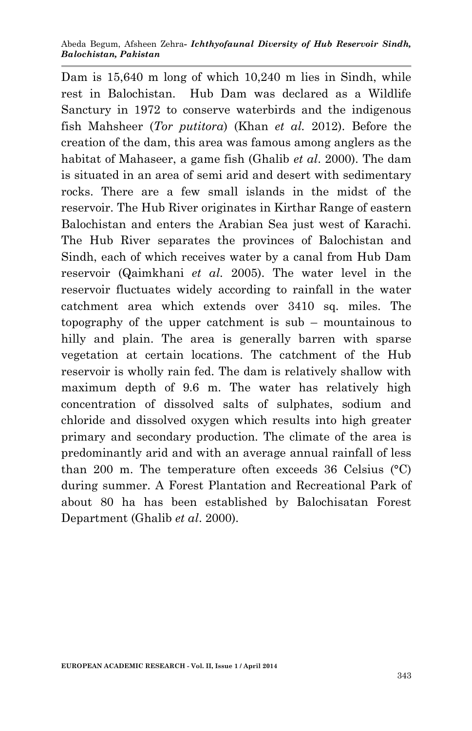Dam is 15,640 m long of which 10,240 m lies in Sindh, while rest in Balochistan. Hub Dam was declared as a Wildlife Sanctury in 1972 to conserve waterbirds and the indigenous fish Mahsheer (*Tor putitora*) (Khan *et al.* 2012). Before the creation of the dam, this area was famous among anglers as the habitat of Mahaseer, a game fish (Ghalib *et al*. 2000). The dam is situated in an area of semi arid and desert with sedimentary rocks. There are a few small islands in the midst of the reservoir. The Hub River originates in Kirthar Range of eastern Balochistan and enters the Arabian Sea just west of Karachi. The Hub River separates the provinces of Balochistan and Sindh, each of which receives water by a canal from Hub Dam reservoir (Qaimkhani *et al.* 2005). The water level in the reservoir fluctuates widely according to rainfall in the water catchment area which extends over 3410 sq. miles. The topography of the upper catchment is sub – mountainous to hilly and plain. The area is generally barren with sparse vegetation at certain locations. The catchment of the Hub reservoir is wholly rain fed. The dam is relatively shallow with maximum depth of 9.6 m. The water has relatively high concentration of dissolved salts of sulphates, sodium and chloride and dissolved oxygen which results into high greater primary and secondary production. The climate of the area is predominantly arid and with an average annual rainfall of less than 200 m. The temperature often exceeds 36 Celsius (°C) during summer. A Forest Plantation and Recreational Park of about 80 ha has been established by Balochisatan Forest Department (Ghalib *et al*. 2000).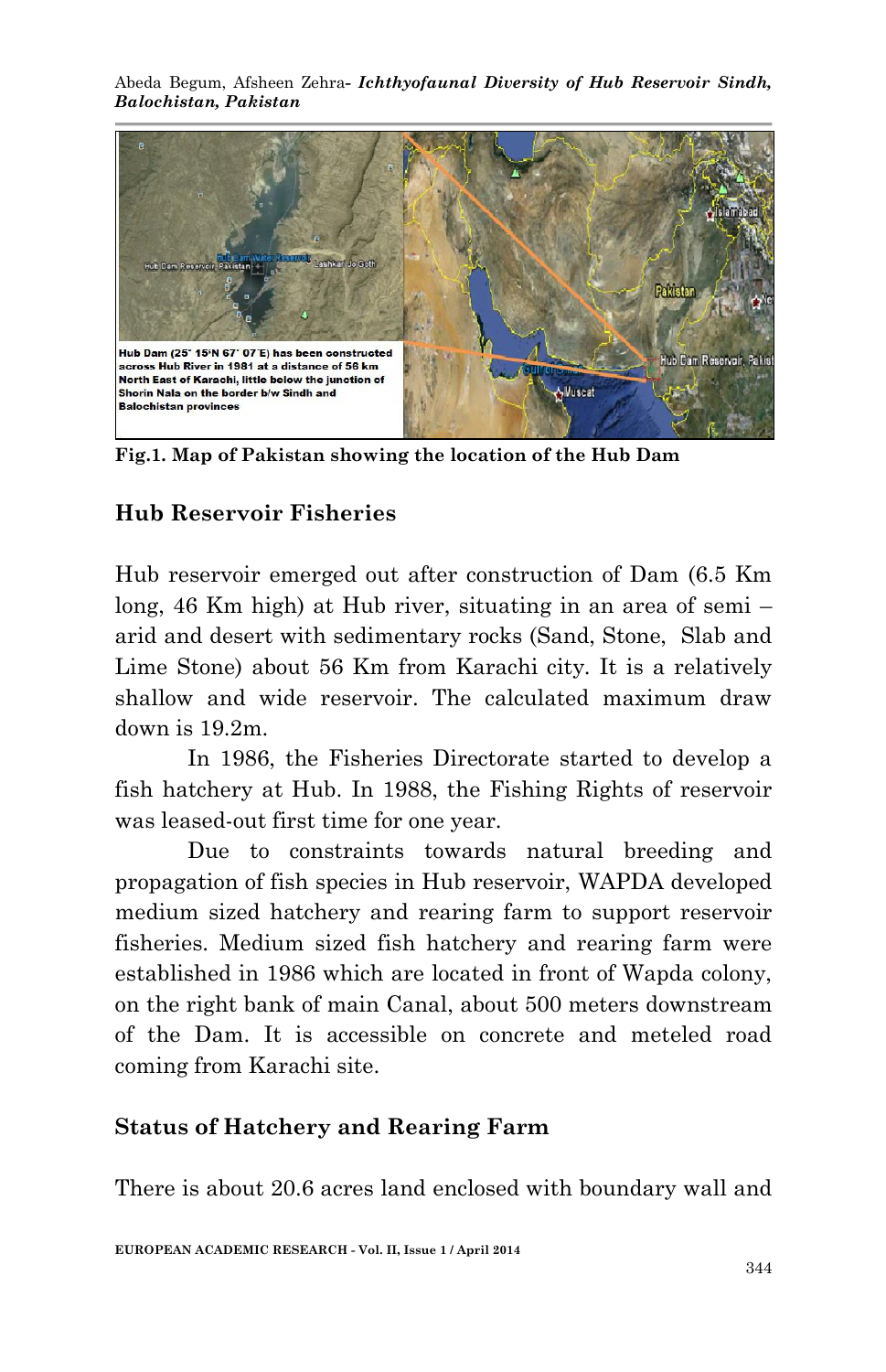Fig.1. Map of Pakistan showing the location of the Hub Dam

## Hub Reservoir Fisheries

Hub reservoir emerged out after construction of Dam (6.5 Km long, 46 Km high) at Hub river, situating in an area of semi – arid and desert with sedimentary rocks (Sand, Stone, Slab and Lime Stone) about 56 Km from Karachi city. It is a relatively shallow and wide reservoir. The calculated maximum draw down is 19.2m.

In 1986, the Fisheries Directorate started to develop a fish hatchery at Hub. In 1988, the Fishing Rights of reservoir was leased-out first time for one year.

Due to constraints towards natural breeding and propagation of fish species in Hub reservoir, WAPDA developed medium sized hatchery and rearing farm to support reservoir fisheries. Medium sized fish hatchery and rearing farm were established in 1986 which are located in front of Wapda colony, on the right bank of main Canal, about 500 meters downstream of the Dam. It is accessible on concrete and meteled road coming from Karachi site.

## Status of Hatchery and Rearing Farm

There is about 20.6 acres land enclosed with boundary wall and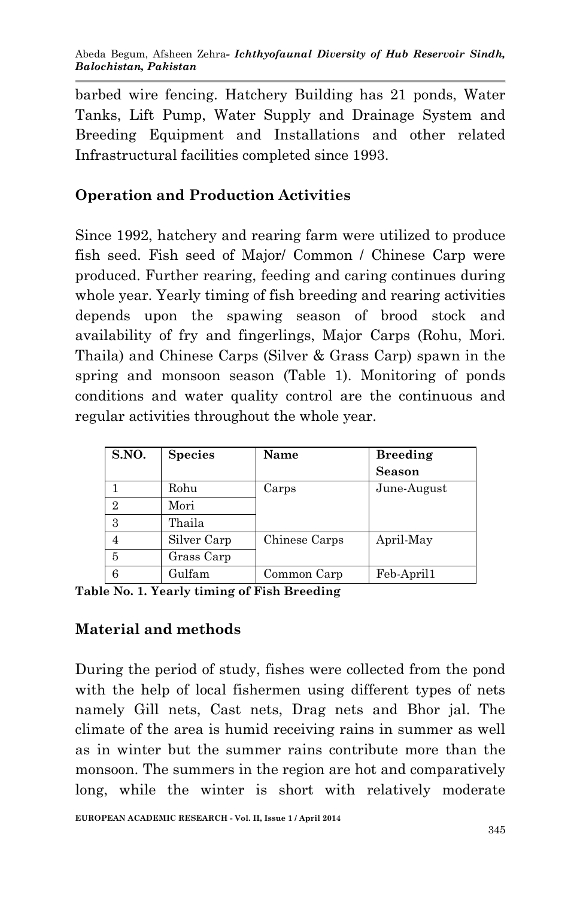barbed wire fencing. Hatchery Building has 21 ponds, Water Tanks, Lift Pump, Water Supply and Drainage System and Breeding Equipment and Installations and other related Infrastructural facilities completed since 1993.

## Operation and Production Activities

Since 1992, hatchery and rearing farm were utilized to produce fish seed. Fish seed of Major/ Common / Chinese Carp were produced. Further rearing, feeding and caring continues during whole year. Yearly timing of fish breeding and rearing activities depends upon the spawing season of brood stock and availability of fry and fingerlings, Major Carps (Rohu, Mori. Thaila) and Chinese Carps (Silver & Grass Carp) spawn in the spring and monsoon season (Table 1). Monitoring of ponds conditions and water quality control are the continuous and regular activities throughout the whole year.

| S.NO. | Species | Name | Breeding Season |
|---|---|---|---|
| 1 | Rohu | Carps | June-August |
| 2 | Mori | | |
| 3 | Thaila | | |
| 4 | Silver Carp | Chinese Carps | April-May |
| 5 | Grass Carp | | |
| 6 | Gulfam | Common Carp | Feb-April1 |

**Table No. 1. Yearly timing of Fish Breeding**

## Material and methods

During the period of study, fishes were collected from the pond with the help of local fishermen using different types of nets namely Gill nets, Cast nets, Drag nets and Bhor jal. The climate of the area is humid receiving rains in summer as well as in winter but the summer rains contribute more than the monsoon. The summers in the region are hot and comparatively long, while the winter is short with relatively moderate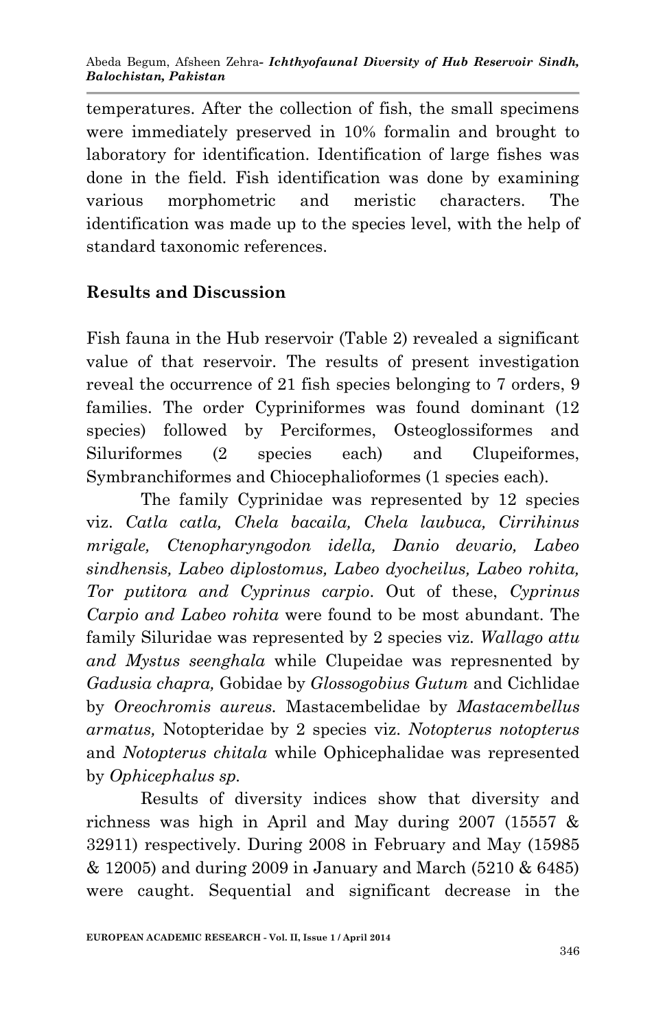temperatures. After the collection of fish, the small specimens were immediately preserved in 10% formalin and brought to laboratory for identification. Identification of large fishes was done in the field. Fish identification was done by examining various morphometric and meristic characters. The identification was made up to the species level, with the help of standard taxonomic references.

## Results and Discussion

Fish fauna in the Hub reservoir (Table 2) revealed a significant value of that reservoir. The results of present investigation reveal the occurrence of 21 fish species belonging to 7 orders, 9 families. The order Cypriniformes was found dominant (12 species) followed by Perciformes, Osteoglossiformes and Siluriformes (2 species each) and Clupeiformes, Symbranchiformes and Chiocephalioformes (1 species each).

The family Cyprinidae was represented by 12 species viz. *Catla catla, Chela bacaila, Chela laubuca, Cirrihinus mrigale, Ctenopharyngodon idella, Danio devario, Labeo sindhensis, Labeo diplostomus, Labeo dyocheilus, Labeo rohita, Tor putitora and Cyprinus carpio*. Out of these, *Cyprinus Carpio and Labeo rohita* were found to be most abundant. The family Siluridae was represented by 2 species viz. *Wallago attu and Mystus seenghala* while Clupeidae was represnented by *Gadusia chapra,* Gobidae by *Glossogobius Gutum* and Cichlidae by *Oreochromis aureus.* Mastacembelidae by *Mastacembellus armatus,* Notopteridae by 2 species viz. *Notopterus notopterus* and *Notopterus chitala* while Ophicephalidae was represented by *Ophicephalus sp.*

Results of diversity indices show that diversity and richness was high in April and May during 2007 (15557 & 32911) respectively. During 2008 in February and May (15985 & 12005) and during 2009 in January and March (5210 & 6485) were caught. Sequential and significant decrease in the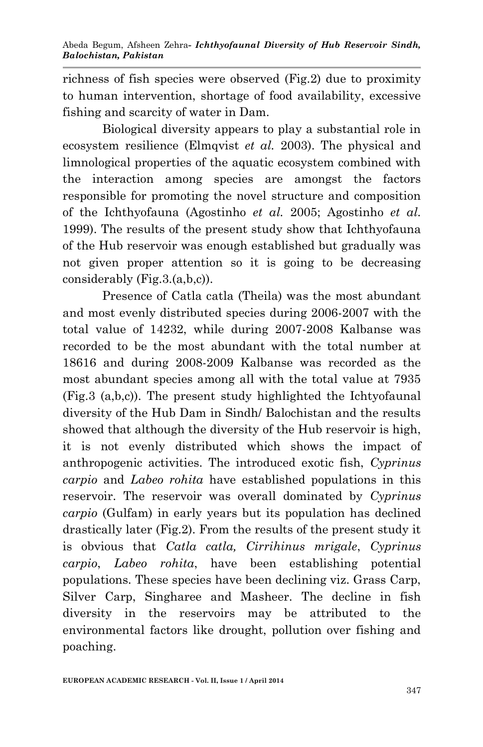richness of fish species were observed (Fig.2) due to proximity to human intervention, shortage of food availability, excessive fishing and scarcity of water in Dam.

Biological diversity appears to play a substantial role in ecosystem resilience (Elmqvist *et al.* 2003). The physical and limnological properties of the aquatic ecosystem combined with the interaction among species are amongst the factors responsible for promoting the novel structure and composition of the Ichthyofauna (Agostinho *et al.* 2005; Agostinho *et al.* 1999). The results of the present study show that Ichthyofauna of the Hub reservoir was enough established but gradually was not given proper attention so it is going to be decreasing considerably (Fig.3.(a,b,c)).

Presence of Catla catla (Theila) was the most abundant and most evenly distributed species during 2006-2007 with the total value of 14232, while during 2007-2008 Kalbanse was recorded to be the most abundant with the total number at 18616 and during 2008-2009 Kalbanse was recorded as the most abundant species among all with the total value at 7935 (Fig.3 (a,b,c)). The present study highlighted the Ichtyofaunal diversity of the Hub Dam in Sindh/ Balochistan and the results showed that although the diversity of the Hub reservoir is high, it is not evenly distributed which shows the impact of anthropogenic activities. The introduced exotic fish, *Cyprinus carpio* and *Labeo rohita* have established populations in this reservoir. The reservoir was overall dominated by *Cyprinus carpio* (Gulfam) in early years but its population has declined drastically later (Fig.2). From the results of the present study it is obvious that *Catla catla, Cirrihinus mrigale*, *Cyprinus carpio*, *Labeo rohita*, have been establishing potential populations. These species have been declining viz. Grass Carp, Silver Carp, Singharee and Masheer. The decline in fish diversity in the reservoirs may be attributed to the environmental factors like drought, pollution over fishing and poaching.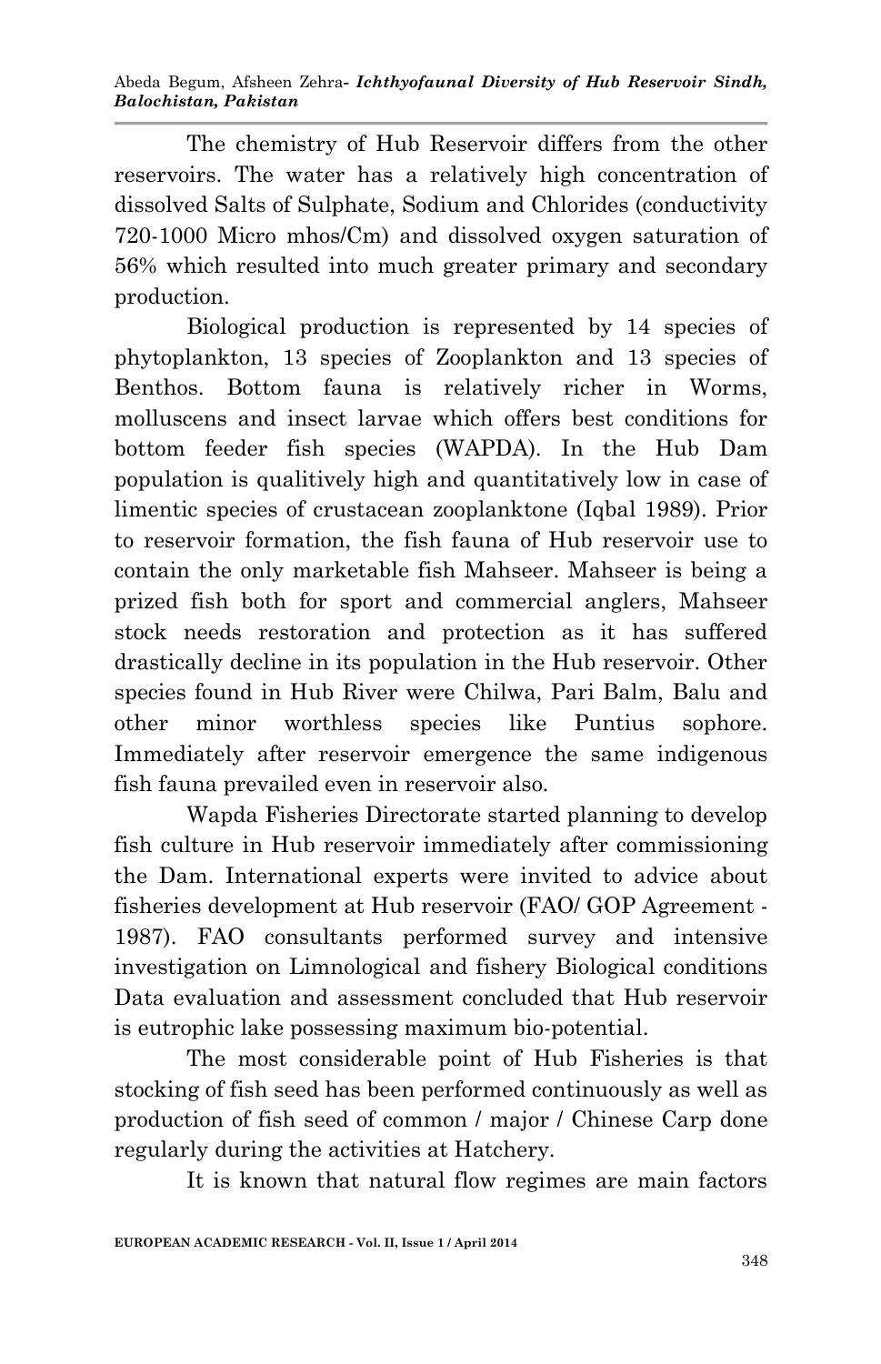The chemistry of Hub Reservoir differs from the other reservoirs. The water has a relatively high concentration of dissolved Salts of Sulphate, Sodium and Chlorides (conductivity 720-1000 Micro mhos/Cm) and dissolved oxygen saturation of 56% which resulted into much greater primary and secondary production.

Biological production is represented by 14 species of phytoplankton, 13 species of Zooplankton and 13 species of Benthos. Bottom fauna is relatively richer in Worms, molluscens and insect larvae which offers best conditions for bottom feeder fish species (WAPDA). In the Hub Dam population is qualitively high and quantitatively low in case of limentic species of crustacean zooplanktone (Iqbal 1989). Prior to reservoir formation, the fish fauna of Hub reservoir use to contain the only marketable fish Mahseer. Mahseer is being a prized fish both for sport and commercial anglers, Mahseer stock needs restoration and protection as it has suffered drastically decline in its population in the Hub reservoir. Other species found in Hub River were Chilwa, Pari Balm, Balu and other minor worthless species like Puntius sophore. Immediately after reservoir emergence the same indigenous fish fauna prevailed even in reservoir also.

Wapda Fisheries Directorate started planning to develop fish culture in Hub reservoir immediately after commissioning the Dam. International experts were invited to advice about fisheries development at Hub reservoir (FAO/ GOP Agreement - 1987). FAO consultants performed survey and intensive investigation on Limnological and fishery Biological conditions Data evaluation and assessment concluded that Hub reservoir is eutrophic lake possessing maximum bio-potential.

The most considerable point of Hub Fisheries is that stocking of fish seed has been performed continuously as well as production of fish seed of common / major / Chinese Carp done regularly during the activities at Hatchery.

It is known that natural flow regimes are main factors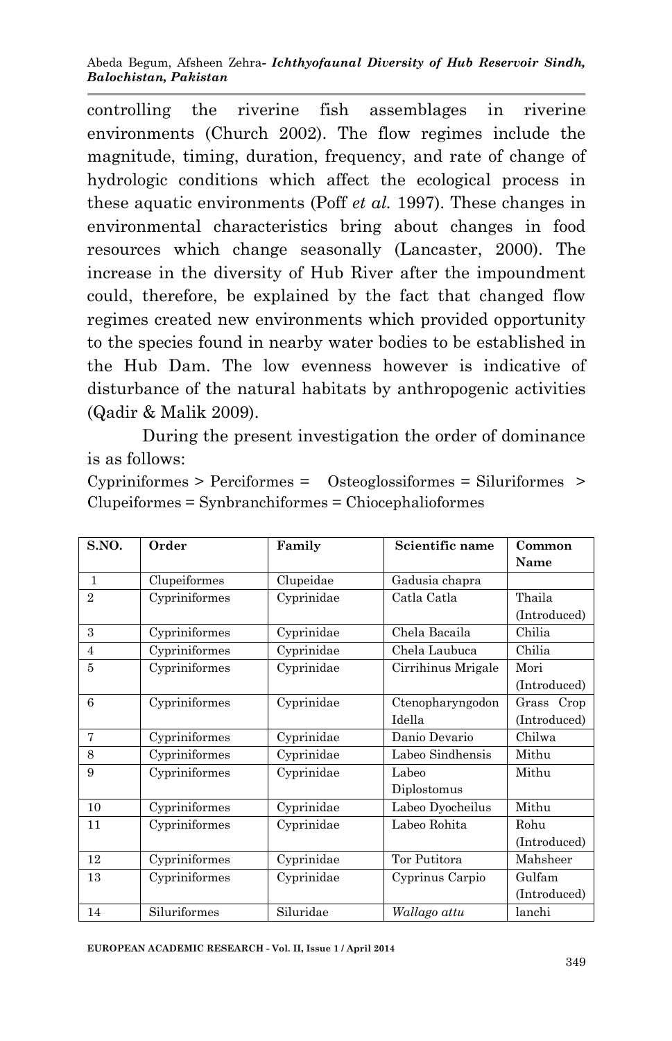controlling the riverine fish assemblages in riverine environments (Church 2002). The flow regimes include the magnitude, timing, duration, frequency, and rate of change of hydrologic conditions which affect the ecological process in these aquatic environments (Poff *et al.* 1997). These changes in environmental characteristics bring about changes in food resources which change seasonally (Lancaster, 2000). The increase in the diversity of Hub River after the impoundment could, therefore, be explained by the fact that changed flow regimes created new environments which provided opportunity to the species found in nearby water bodies to be established in the Hub Dam. The low evenness however is indicative of disturbance of the natural habitats by anthropogenic activities (Qadir & Malik 2009).

During the present investigation the order of dominance is as follows:

Cypriniformes > Perciformes = Osteoglossiformes = Siluriformes > Clupeiformes = Synbranchiformes = Chiocephalioformes

| S.NO. | Order | Family | Scientific name | Common Name |
|---|---|---|---|---|
| 1 | Clupeiformes | Clupeidae | Gadusia chapra | |
| 2 | Cypriniformes | Cyprinidae | Catla Catla | Thaila (Introduced) |
| 3 | Cypriniformes | Cyprinidae | Chela Bacaila | Chilia |
| 4 | Cypriniformes | Cyprinidae | Chela Laubuca | Chilia |
| 5 | Cypriniformes | Cyprinidae | Cirrihinus Mrigale | Mori (Introduced) |
| 6 | Cypriniformes | Cyprinidae | Ctenopharyngodon Idella | Grass Crop (Introduced) |
| 7 | Cypriniformes | Cyprinidae | Danio Devario | Chilwa |
| 8 | Cypriniformes | Cyprinidae | Labeo Sindhensis | Mithu |
| 9 | Cypriniformes | Cyprinidae | Labeo Diplostomus | Mithu |
| 10 | Cypriniformes | Cyprinidae | Labeo Dyocheilus | Mithu |
| 11 | Cypriniformes | Cyprinidae | Labeo Rohita | Rohu (Introduced) |
| 12 | Cypriniformes | Cyprinidae | Tor Putitora | Mahsheer |
| 13 | Cypriniformes | Cyprinidae | Cyprinus Carpio | Gulfam (Introduced) |
| 14 | Siluriformes | Siluridae | *Wallago attu* | lanchi |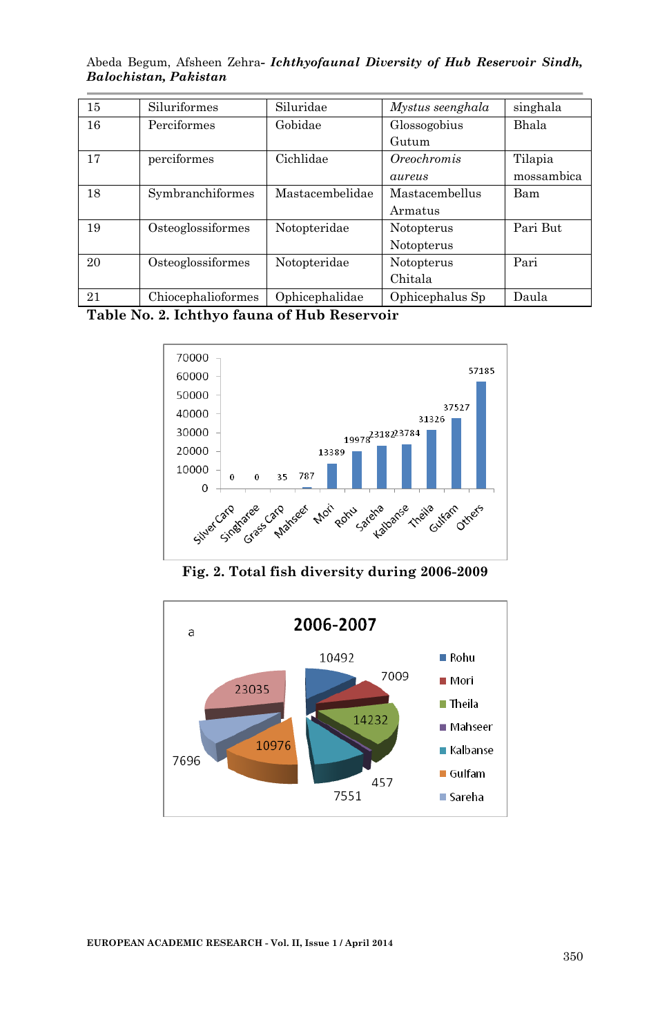| 15 | Siluriformes | Siluridae | *Mystus seenghala* | singhala |
|---|---|---|---|---|
| 16 | Perciformes | Gobidae | Glossogobius Gutum | Bhala |
| 17 | perciformes | Cichlidae | *Oreochromis aureus* | Tilapia mossambica |
| 18 | Symbranchiformes | Mastacembelidae | Mastacembellus Armatus | Bam |
| 19 | Osteoglossiformes | Notopteridae | Notopterus Notopterus | Pari But |
| 20 | Osteoglossiformes | Notopteridae | Notopterus Chitala | Pari |
| 21 | Chiocephalioformes | Ophicephalidae | Ophicephalus Sp | Daula |

**Table No. 2. Ichthyo fauna of Hub Reservoir**

**Fig. 2. Total fish diversity during 2006-2009**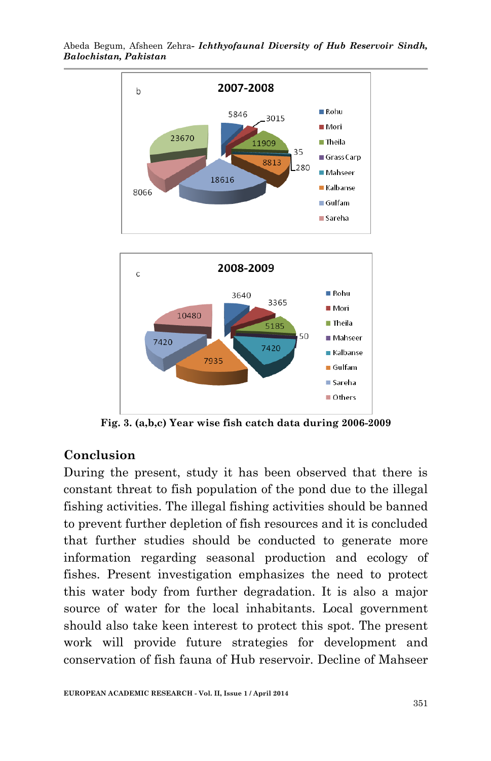b

**2007-2008**

- Rohu: 5846
- Mori: 3015
- Theila: 11909
- Grass Carp: 35
- Mahseer: 280
- Kalbanse: 8813
- Gulfam: 18616
- Sareha: 8066
- 23670

c

**2008-2009**

- Rohu: 3640
- Mori: 3365
- Theila: 5185
- Mahseer: 50
- Kalbanse: 7420
- Gulfam: 7935
- Sareha: 7420
- Others: 10480

**Fig. 3. (a,b,c) Year wise fish catch data during 2006-2009**

## Conclusion

During the present, study it has been observed that there is constant threat to fish population of the pond due to the illegal fishing activities. The illegal fishing activities should be banned to prevent further depletion of fish resources and it is concluded that further studies should be conducted to generate more information regarding seasonal production and ecology of fishes. Present investigation emphasizes the need to protect this water body from further degradation. It is also a major source of water for the local inhabitants. Local government should also take keen interest to protect this spot. The present work will provide future strategies for development and conservation of fish fauna of Hub reservoir. Decline of Mahseer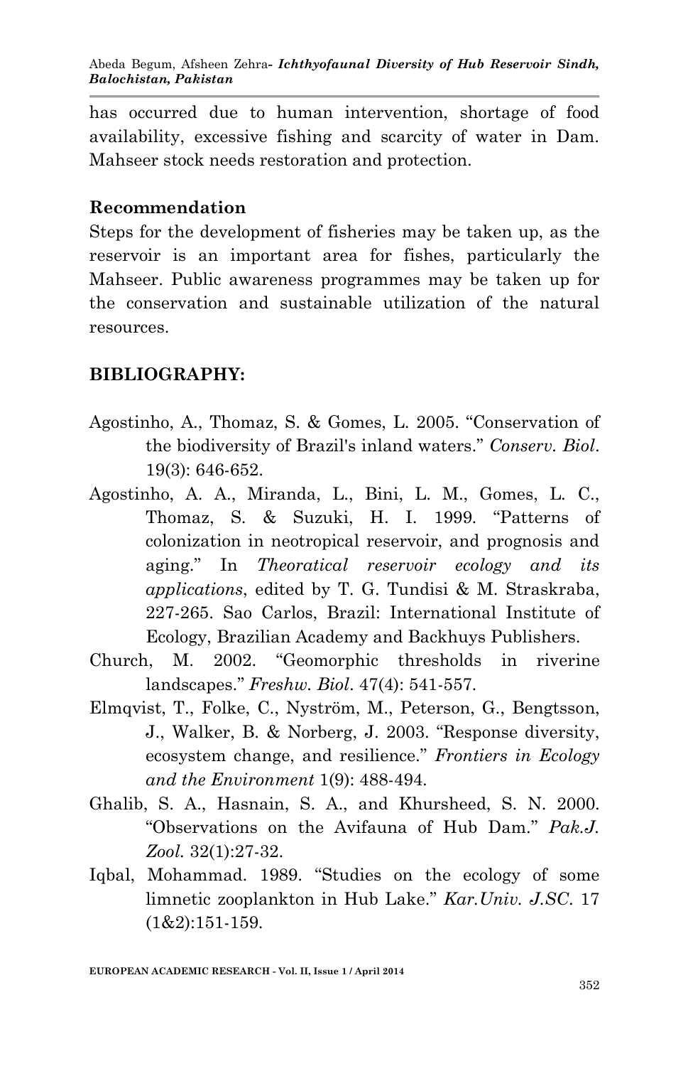has occurred due to human intervention, shortage of food availability, excessive fishing and scarcity of water in Dam. Mahseer stock needs restoration and protection.

## Recommendation

Steps for the development of fisheries may be taken up, as the reservoir is an important area for fishes, particularly the Mahseer. Public awareness programmes may be taken up for the conservation and sustainable utilization of the natural resources.

## BIBLIOGRAPHY:

Agostinho, A., Thomaz, S. & Gomes, L. 2005. "Conservation of the biodiversity of Brazil's inland waters." *Conserv. Biol*. 19(3): 646-652.

Agostinho, A. A., Miranda, L., Bini, L. M., Gomes, L. C., Thomaz, S. & Suzuki, H. I. 1999. "Patterns of colonization in neotropical reservoir, and prognosis and aging." In *Theoratical reservoir ecology and its applications*, edited by T. G. Tundisi & M. Straskraba, 227-265. Sao Carlos, Brazil: International Institute of Ecology, Brazilian Academy and Backhuys Publishers.

Church, M. 2002. "Geomorphic thresholds in riverine landscapes." *Freshw. Biol*. 47(4): 541-557.

Elmqvist, T., Folke, C., Nyström, M., Peterson, G., Bengtsson, J., Walker, B. & Norberg, J. 2003. "Response diversity, ecosystem change, and resilience." *Frontiers in Ecology and the Environment* 1(9): 488-494.

Ghalib, S. A., Hasnain, S. A., and Khursheed, S. N. 2000. "Observations on the Avifauna of Hub Dam." *Pak.J. Zool.* 32(1):27-32.

Iqbal, Mohammad. 1989. "Studies on the ecology of some limnetic zooplankton in Hub Lake." *Kar.Univ. J.SC*. 17 (1&2):151-159.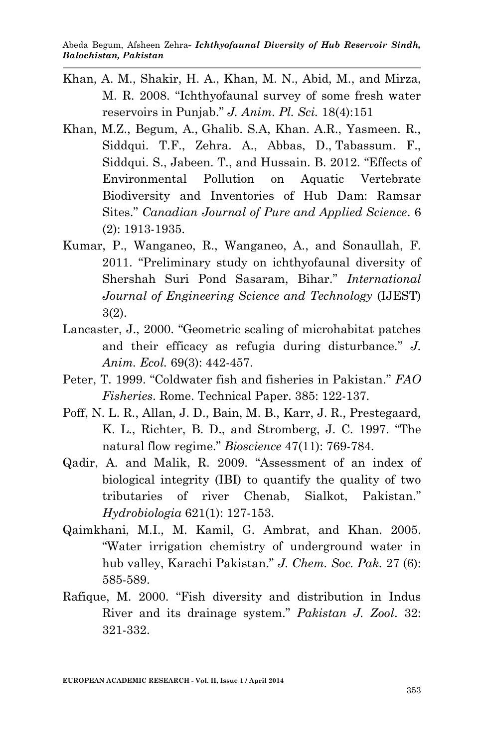Khan, A. M., Shakir, H. A., Khan, M. N., Abid, M., and Mirza, M. R. 2008. "Ichthyofaunal survey of some fresh water reservoirs in Punjab." *J. Anim. Pl. Sci.* 18(4):151

Khan, M.Z., Begum, A., Ghalib. S.A, Khan. A.R., Yasmeen. R., Siddqui. T.F., Zehra. A., Abbas, D., Tabassum. F., Siddqui. S., Jabeen. T., and Hussain. B. 2012. "Effects of Environmental Pollution on Aquatic Vertebrate Biodiversity and Inventories of Hub Dam: Ramsar Sites." *Canadian Journal of Pure and Applied Science*. 6 (2): 1913-1935.

Kumar, P., Wanganeo, R., Wanganeo, A., and Sonaullah, F. 2011. "Preliminary study on ichthyofaunal diversity of Shershah Suri Pond Sasaram, Bihar." *International Journal of Engineering Science and Technology* (IJEST) 3(2).

Lancaster, J., 2000. "Geometric scaling of microhabitat patches and their efficacy as refugia during disturbance." *J. Anim. Ecol.* 69(3): 442-457.

Peter, T. 1999. "Coldwater fish and fisheries in Pakistan." *FAO Fisheries*. Rome. Technical Paper. 385: 122-137.

Poff, N. L. R., Allan, J. D., Bain, M. B., Karr, J. R., Prestegaard, K. L., Richter, B. D., and Stromberg, J. C. 1997. "The natural flow regime." *Bioscience* 47(11): 769-784.

Qadir, A. and Malik, R. 2009. "Assessment of an index of biological integrity (IBI) to quantify the quality of two tributaries of river Chenab, Sialkot, Pakistan." *Hydrobiologia* 621(1): 127-153.

Qaimkhani, M.I., M. Kamil, G. Ambrat, and Khan. 2005. "Water irrigation chemistry of underground water in hub valley, Karachi Pakistan." *J. Chem. Soc. Pak.* 27 (6): 585-589.

Rafique, M. 2000. "Fish diversity and distribution in Indus River and its drainage system." *Pakistan J. Zool*. 32: 321-332.